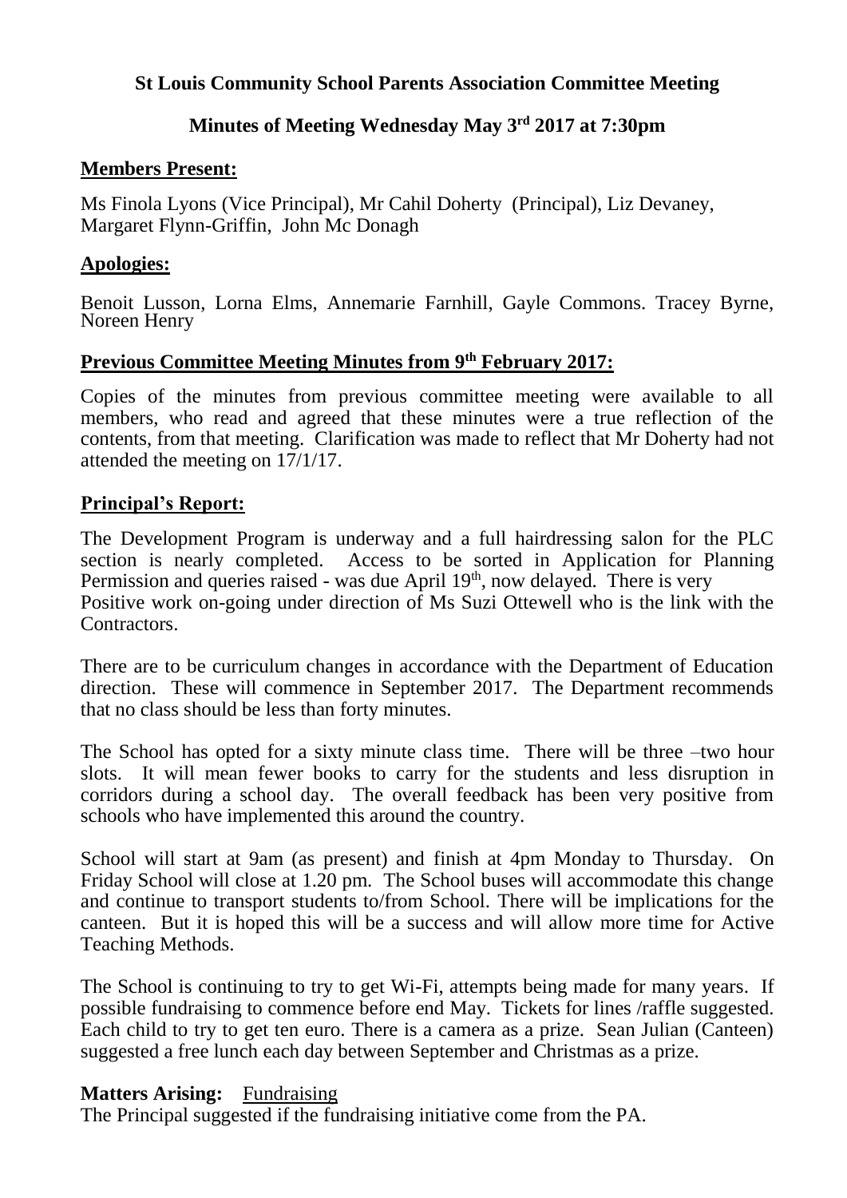**St Louis Community School Parents Association Committee Meeting**

**Minutes of Meeting Wednesday May 3rd 2017 at 7:30pm**

**Members Present:**

Ms Finola Lyons (Vice Principal), Mr Cahil Doherty (Principal), Liz Devaney, Margaret Flynn-Griffin, John Mc Donagh

**Apologies:**

Benoit Lusson, Lorna Elms, Annemarie Farnhill, Gayle Commons. Tracey Byrne, Noreen Henry

**Previous Committee Meeting Minutes from 9th February 2017:**

Copies of the minutes from previous committee meeting were available to all members, who read and agreed that these minutes were a true reflection of the contents, from that meeting. Clarification was made to reflect that Mr Doherty had not attended the meeting on 17/1/17.

**Principal's Report:**

The Development Program is underway and a full hairdressing salon for the PLC section is nearly completed. Access to be sorted in Application for Planning Permission and queries raised - was due April 19th, now delayed. There is very Positive work on-going under direction of Ms Suzi Ottewell who is the link with the Contractors.

There are to be curriculum changes in accordance with the Department of Education direction. These will commence in September 2017. The Department recommends that no class should be less than forty minutes.

The School has opted for a sixty minute class time. There will be three –two hour slots. It will mean fewer books to carry for the students and less disruption in corridors during a school day. The overall feedback has been very positive from schools who have implemented this around the country.

School will start at 9am (as present) and finish at 4pm Monday to Thursday. On Friday School will close at 1.20 pm. The School buses will accommodate this change and continue to transport students to/from School. There will be implications for the canteen. But it is hoped this will be a success and will allow more time for Active Teaching Methods.

The School is continuing to try to get Wi-Fi, attempts being made for many years. If possible fundraising to commence before end May. Tickets for lines /raffle suggested. Each child to try to get ten euro. There is a camera as a prize. Sean Julian (Canteen) suggested a free lunch each day between September and Christmas as a prize.

**Matters Arising:** Fundraising

The Principal suggested if the fundraising initiative come from the PA.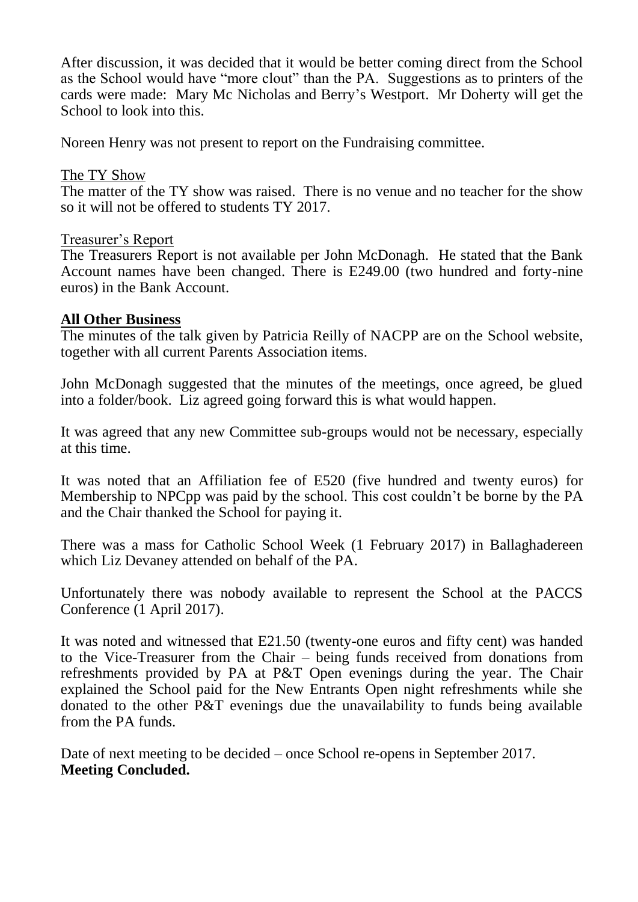After discussion, it was decided that it would be better coming direct from the School as the School would have "more clout" than the PA. Suggestions as to printers of the cards were made: Mary Mc Nicholas and Berry's Westport. Mr Doherty will get the School to look into this.

Noreen Henry was not present to report on the Fundraising committee.

The TY Show

The matter of the TY show was raised. There is no venue and no teacher for the show so it will not be offered to students TY 2017.

Treasurer's Report

The Treasurers Report is not available per John McDonagh. He stated that the Bank Account names have been changed. There is E249.00 (two hundred and forty-nine euros) in the Bank Account.

**All Other Business**

The minutes of the talk given by Patricia Reilly of NACPP are on the School website, together with all current Parents Association items.

John McDonagh suggested that the minutes of the meetings, once agreed, be glued into a folder/book. Liz agreed going forward this is what would happen.

It was agreed that any new Committee sub-groups would not be necessary, especially at this time.

It was noted that an Affiliation fee of E520 (five hundred and twenty euros) for Membership to NPCpp was paid by the school. This cost couldn't be borne by the PA and the Chair thanked the School for paying it.

There was a mass for Catholic School Week (1 February 2017) in Ballaghadereen which Liz Devaney attended on behalf of the PA.

Unfortunately there was nobody available to represent the School at the PACCS Conference (1 April 2017).

It was noted and witnessed that E21.50 (twenty-one euros and fifty cent) was handed to the Vice-Treasurer from the Chair – being funds received from donations from refreshments provided by PA at P&T Open evenings during the year. The Chair explained the School paid for the New Entrants Open night refreshments while she donated to the other P&T evenings due the unavailability to funds being available from the PA funds.

Date of next meeting to be decided – once School re-opens in September 2017.

**Meeting Concluded.**